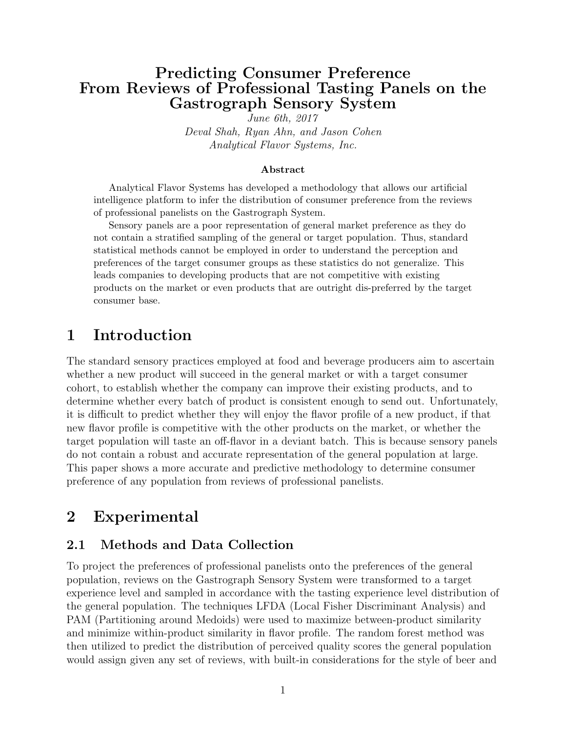# Predicting Consumer Preference From Reviews of Professional Tasting Panels on the Gastrograph Sensory System

*June 6th, 2017*

*Deval Shah, Ryan Ahn, and Jason Cohen*

*Analytical Flavor Systems, Inc.*

**Abstract**

Analytical Flavor Systems has developed a methodology that allows our artificial intelligence platform to infer the distribution of consumer preference from the reviews of professional panelists on the Gastrograph System.

Sensory panels are a poor representation of general market preference as they do not contain a stratified sampling of the general or target population. Thus, standard statistical methods cannot be employed in order to understand the perception and preferences of the target consumer groups as these statistics do not generalize. This leads companies to developing products that are not competitive with existing products on the market or even products that are outright dis-preferred by the target consumer base.

## 1 Introduction

The standard sensory practices employed at food and beverage producers aim to ascertain whether a new product will succeed in the general market or with a target consumer cohort, to establish whether the company can improve their existing products, and to determine whether every batch of product is consistent enough to send out. Unfortunately, it is difficult to predict whether they will enjoy the flavor profile of a new product, if that new flavor profile is competitive with the other products on the market, or whether the target population will taste an off-flavor in a deviant batch. This is because sensory panels do not contain a robust and accurate representation of the general population at large. This paper shows a more accurate and predictive methodology to determine consumer preference of any population from reviews of professional panelists.

## 2 Experimental

### 2.1 Methods and Data Collection

To project the preferences of professional panelists onto the preferences of the general population, reviews on the Gastrograph Sensory System were transformed to a target experience level and sampled in accordance with the tasting experience level distribution of the general population. The techniques LFDA (Local Fisher Discriminant Analysis) and PAM (Partitioning around Medoids) were used to maximize between-product similarity and minimize within-product similarity in flavor profile. The random forest method was then utilized to predict the distribution of perceived quality scores the general population would assign given any set of reviews, with built-in considerations for the style of beer and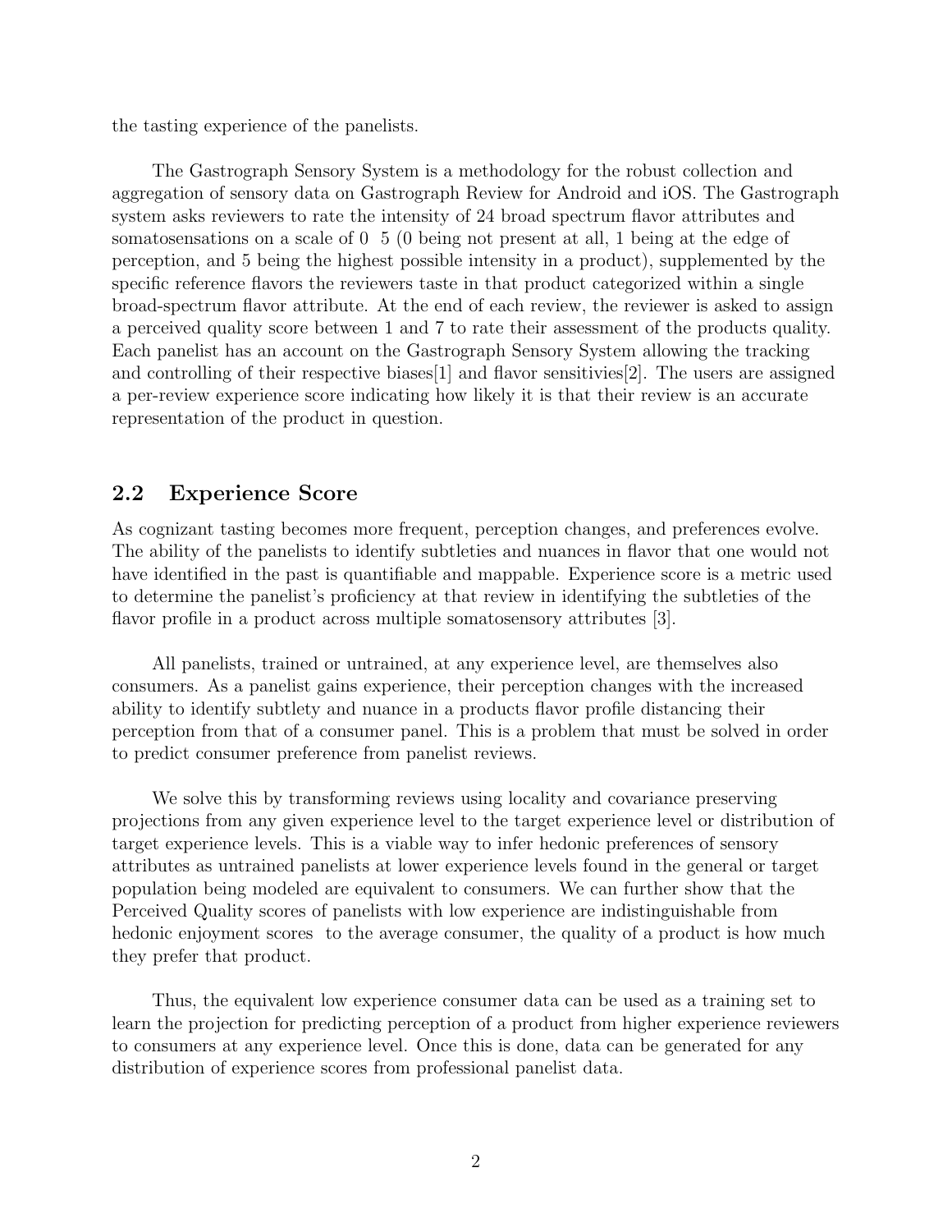the tasting experience of the panelists.

The Gastrograph Sensory System is a methodology for the robust collection and aggregation of sensory data on Gastrograph Review for Android and iOS. The Gastrograph system asks reviewers to rate the intensity of 24 broad spectrum flavor attributes and somatosensations on a scale of 0 5 (0 being not present at all, 1 being at the edge of perception, and 5 being the highest possible intensity in a product), supplemented by the specific reference flavors the reviewers taste in that product categorized within a single broad-spectrum flavor attribute. At the end of each review, the reviewer is asked to assign a perceived quality score between 1 and 7 to rate their assessment of the products quality. Each panelist has an account on the Gastrograph Sensory System allowing the tracking and controlling of their respective biases[1] and flavor sensitivities[2]. The users are assigned a per-review experience score indicating how likely it is that their review is an accurate representation of the product in question.

## 2.2 Experience Score

As cognizant tasting becomes more frequent, perception changes, and preferences evolve. The ability of the panelists to identify subtleties and nuances in flavor that one would not have identified in the past is quantifiable and mappable. Experience score is a metric used to determine the panelist's proficiency at that review in identifying the subtleties of the flavor profile in a product across multiple somatosensory attributes [3].

All panelists, trained or untrained, at any experience level, are themselves also consumers. As a panelist gains experience, their perception changes with the increased ability to identify subtlety and nuance in a products flavor profile distancing their perception from that of a consumer panel. This is a problem that must be solved in order to predict consumer preference from panelist reviews.

We solve this by transforming reviews using locality and covariance preserving projections from any given experience level to the target experience level or distribution of target experience levels. This is a viable way to infer hedonic preferences of sensory attributes as untrained panelists at lower experience levels found in the general or target population being modeled are equivalent to consumers. We can further show that the Perceived Quality scores of panelists with low experience are indistinguishable from hedonic enjoyment scores to the average consumer, the quality of a product is how much they prefer that product.

Thus, the equivalent low experience consumer data can be used as a training set to learn the projection for predicting perception of a product from higher experience reviewers to consumers at any experience level. Once this is done, data can be generated for any distribution of experience scores from professional panelist data.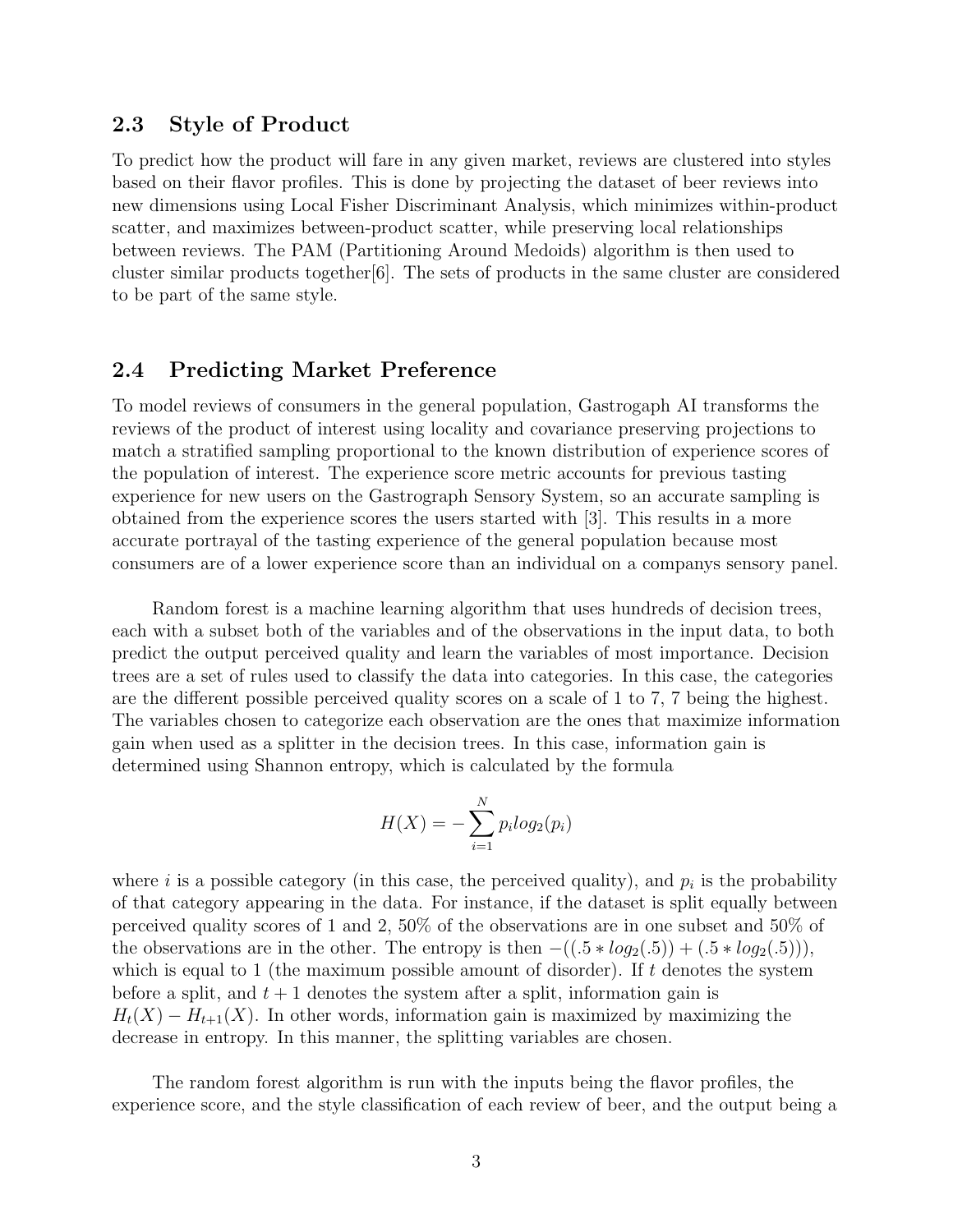## 2.3 Style of Product

To predict how the product will fare in any given market, reviews are clustered into styles based on their flavor profiles. This is done by projecting the dataset of beer reviews into new dimensions using Local Fisher Discriminant Analysis, which minimizes within-product scatter, and maximizes between-product scatter, while preserving local relationships between reviews. The PAM (Partitioning Around Medoids) algorithm is then used to cluster similar products together[6]. The sets of products in the same cluster are considered to be part of the same style.

## 2.4 Predicting Market Preference

To model reviews of consumers in the general population, Gastrograph AI transforms the reviews of the product of interest using locality and covariance preserving projections to match a stratified sampling proportional to the known distribution of experience scores of the population of interest. The experience score metric accounts for previous tasting experience for new users on the Gastrograph Sensory System, so an accurate sampling is obtained from the experience scores the users started with [3]. This results in a more accurate portrayal of the tasting experience of the general population because most consumers are of a lower experience score than an individual on a companys sensory panel.

Random forest is a machine learning algorithm that uses hundreds of decision trees, each with a subset both of the variables and of the observations in the input data, to both predict the output perceived quality and learn the variables of most importance. Decision trees are a set of rules used to classify the data into categories. In this case, the categories are the different possible perceived quality scores on a scale of 1 to 7, 7 being the highest. The variables chosen to categorize each observation are the ones that maximize information gain when used as a splitter in the decision trees. In this case, information gain is determined using Shannon entropy, which is calculated by the formula

$$H(X) = -\sum_{i=1}^{N} p_i log_2(p_i)$$

where $i$ is a possible category (in this case, the perceived quality), and $p_i$ is the probability of that category appearing in the data. For instance, if the dataset is split equally between perceived quality scores of 1 and 2, 50% of the observations are in one subset and 50% of the observations are in the other. The entropy is then $-((.5 * log_2(.5)) + (.5 * log_2(.5)))$, which is equal to 1 (the maximum possible amount of disorder). If $t$ denotes the system before a split, and $t + 1$ denotes the system after a split, information gain is $H_t(X) - H_{t+1}(X)$. In other words, information gain is maximized by maximizing the decrease in entropy. In this manner, the splitting variables are chosen.

The random forest algorithm is run with the inputs being the flavor profiles, the experience score, and the style classification of each review of beer, and the output being a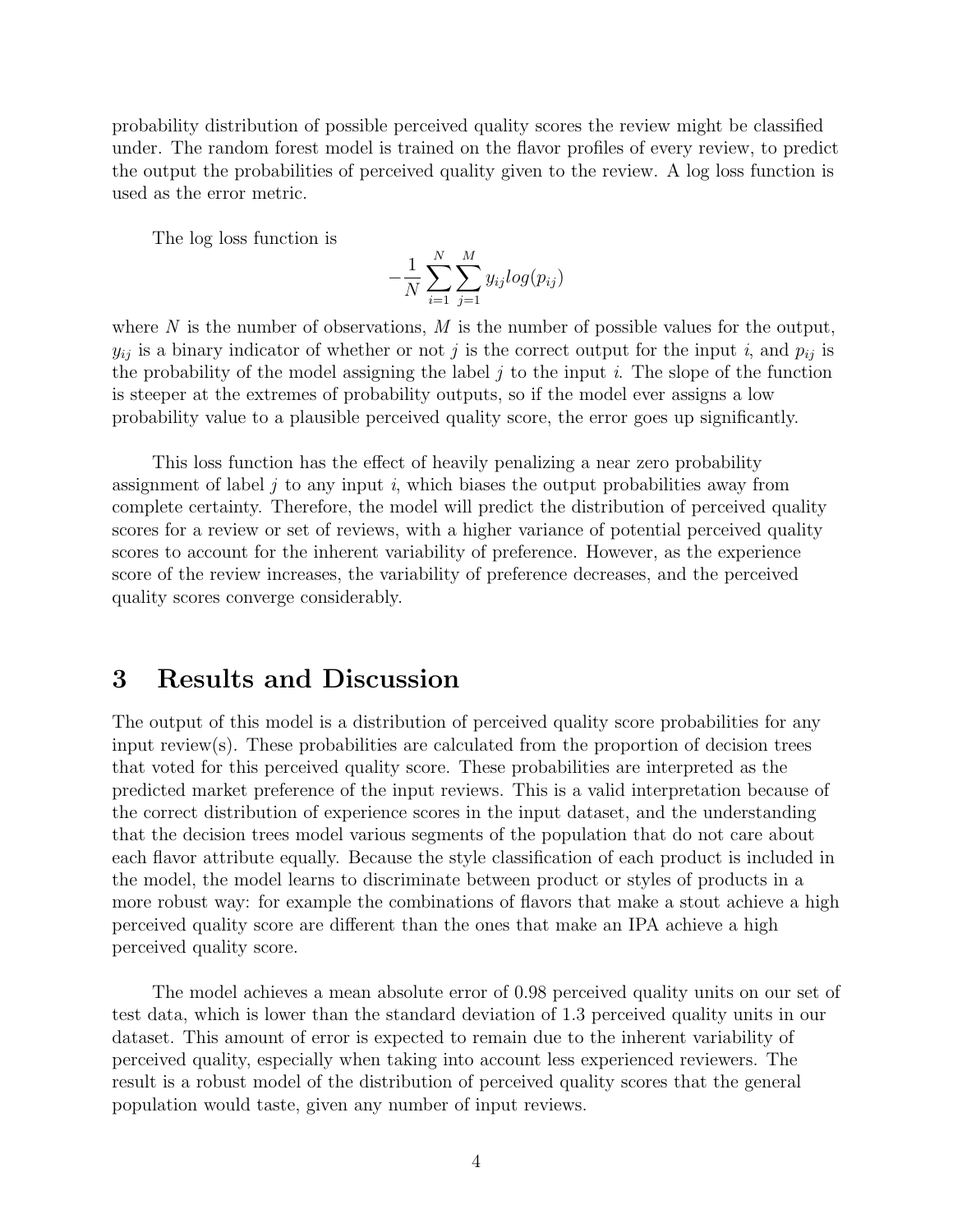probability distribution of possible perceived quality scores the review might be classified under. The random forest model is trained on the flavor profiles of every review, to predict the output the probabilities of perceived quality given to the review. A log loss function is used as the error metric.

The log loss function is

$$-\frac{1}{N}\sum_{i=1}^{N}\sum_{j=1}^{M} y_{ij} log(p_{ij})$$

where $N$ is the number of observations, $M$ is the number of possible values for the output, $y_{ij}$ is a binary indicator of whether or not $j$ is the correct output for the input $i$, and $p_{ij}$ is the probability of the model assigning the label $j$ to the input $i$. The slope of the function is steeper at the extremes of probability outputs, so if the model ever assigns a low probability value to a plausible perceived quality score, the error goes up significantly.

This loss function has the effect of heavily penalizing a near zero probability assignment of label $j$ to any input $i$, which biases the output probabilities away from complete certainty. Therefore, the model will predict the distribution of perceived quality scores for a review or set of reviews, with a higher variance of potential perceived quality scores to account for the inherent variability of preference. However, as the experience score of the review increases, the variability of preference decreases, and the perceived quality scores converge considerably.

# 3 Results and Discussion

The output of this model is a distribution of perceived quality score probabilities for any input review(s). These probabilities are calculated from the proportion of decision trees that voted for this perceived quality score. These probabilities are interpreted as the predicted market preference of the input reviews. This is a valid interpretation because of the correct distribution of experience scores in the input dataset, and the understanding that the decision trees model various segments of the population that do not care about each flavor attribute equally. Because the style classification of each product is included in the model, the model learns to discriminate between product or styles of products in a more robust way: for example the combinations of flavors that make a stout achieve a high perceived quality score are different than the ones that make an IPA achieve a high perceived quality score.

The model achieves a mean absolute error of 0.98 perceived quality units on our set of test data, which is lower than the standard deviation of 1.3 perceived quality units in our dataset. This amount of error is expected to remain due to the inherent variability of perceived quality, especially when taking into account less experienced reviewers. The result is a robust model of the distribution of perceived quality scores that the general population would taste, given any number of input reviews.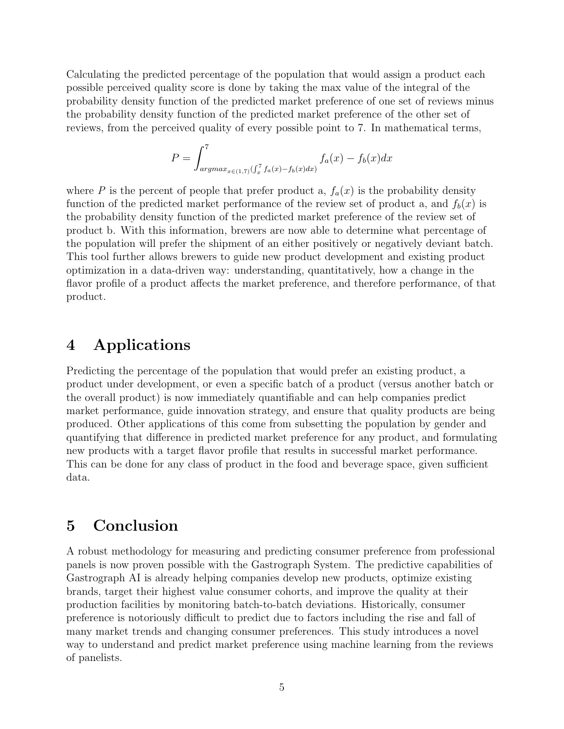Calculating the predicted percentage of the population that would assign a product each possible perceived quality score is done by taking the max value of the integral of the probability density function of the predicted market preference of one set of reviews minus the probability density function of the predicted market preference of the other set of reviews, from the perceived quality of every possible point to 7. In mathematical terms,

$$P = \int_{argmax_{x \in (1,7)}(\int_x^7 f_a(x) - f_b(x)dx)}^{7} f_a(x) - f_b(x)dx$$

where $P$ is the percent of people that prefer product a, $f_a(x)$ is the probability density function of the predicted market performance of the review set of product a, and $f_b(x)$ is the probability density function of the predicted market preference of the review set of product b. With this information, brewers are now able to determine what percentage of the population will prefer the shipment of an either positively or negatively deviant batch. This tool further allows brewers to guide new product development and existing product optimization in a data-driven way: understanding, quantitatively, how a change in the flavor profile of a product affects the market preference, and therefore performance, of that product.

# 4 Applications

Predicting the percentage of the population that would prefer an existing product, a product under development, or even a specific batch of a product (versus another batch or the overall product) is now immediately quantifiable and can help companies predict market performance, guide innovation strategy, and ensure that quality products are being produced. Other applications of this come from subsetting the population by gender and quantifying that difference in predicted market preference for any product, and formulating new products with a target flavor profile that results in successful market performance. This can be done for any class of product in the food and beverage space, given sufficient data.

# 5 Conclusion

A robust methodology for measuring and predicting consumer preference from professional panels is now proven possible with the Gastrograph System. The predictive capabilities of Gastrograph AI is already helping companies develop new products, optimize existing brands, target their highest value consumer cohorts, and improve the quality at their production facilities by monitoring batch-to-batch deviations. Historically, consumer preference is notoriously difficult to predict due to factors including the rise and fall of many market trends and changing consumer preferences. This study introduces a novel way to understand and predict market preference using machine learning from the reviews of panelists.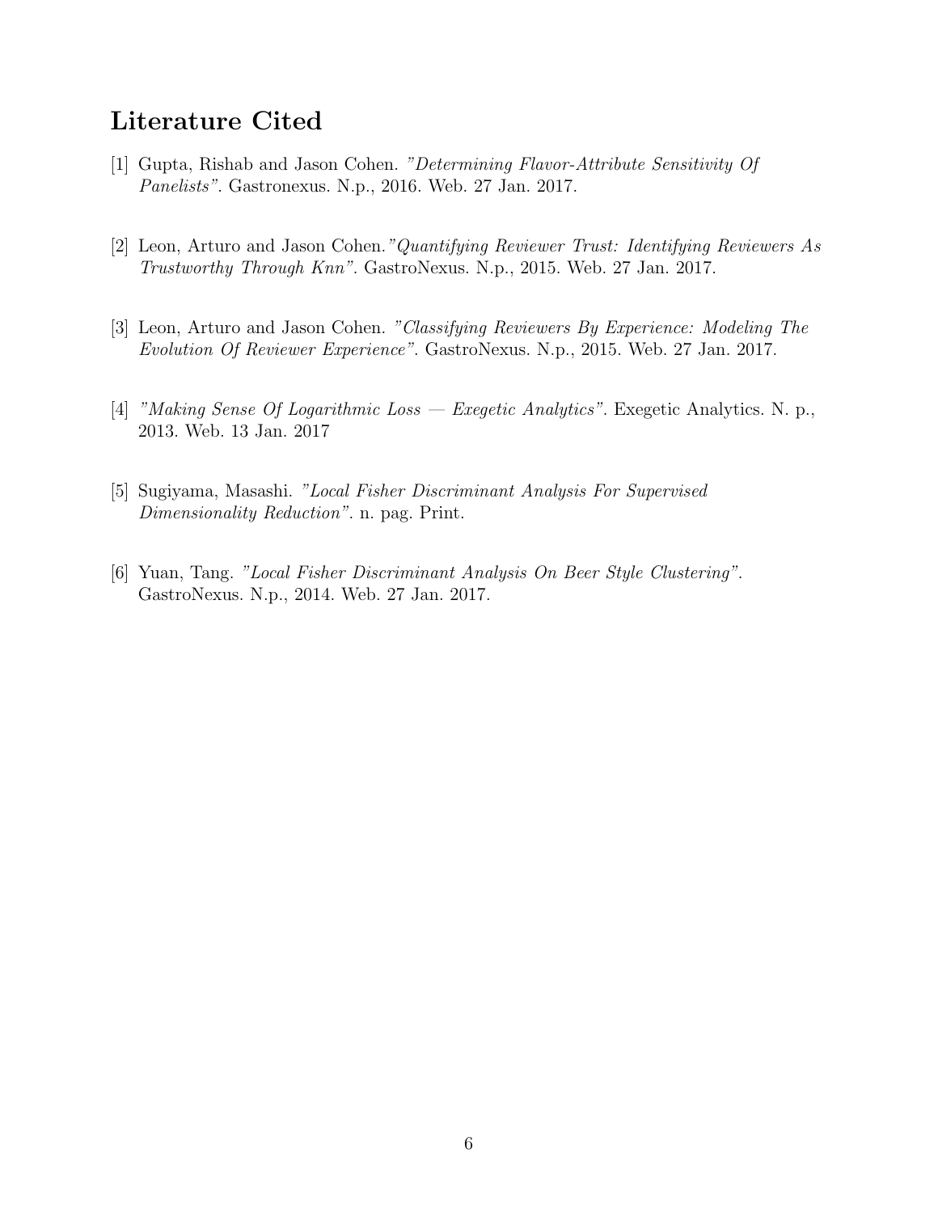## Literature Cited

[1] Gupta, Rishab and Jason Cohen. *"Determining Flavor-Attribute Sensitivity Of Panelists"*. Gastronexus. N.p., 2016. Web. 27 Jan. 2017.

[2] Leon, Arturo and Jason Cohen.*"Quantifying Reviewer Trust: Identifying Reviewers As Trustworthy Through Knn"*. GastroNexus. N.p., 2015. Web. 27 Jan. 2017.

[3] Leon, Arturo and Jason Cohen. *"Classifying Reviewers By Experience: Modeling The Evolution Of Reviewer Experience"*. GastroNexus. N.p., 2015. Web. 27 Jan. 2017.

[4] *"Making Sense Of Logarithmic Loss — Exegetic Analytics"*. Exegetic Analytics. N. p., 2013. Web. 13 Jan. 2017

[5] Sugiyama, Masashi. *"Local Fisher Discriminant Analysis For Supervised Dimensionality Reduction"*. n. pag. Print.

[6] Yuan, Tang. *"Local Fisher Discriminant Analysis On Beer Style Clustering"*. GastroNexus. N.p., 2014. Web. 27 Jan. 2017.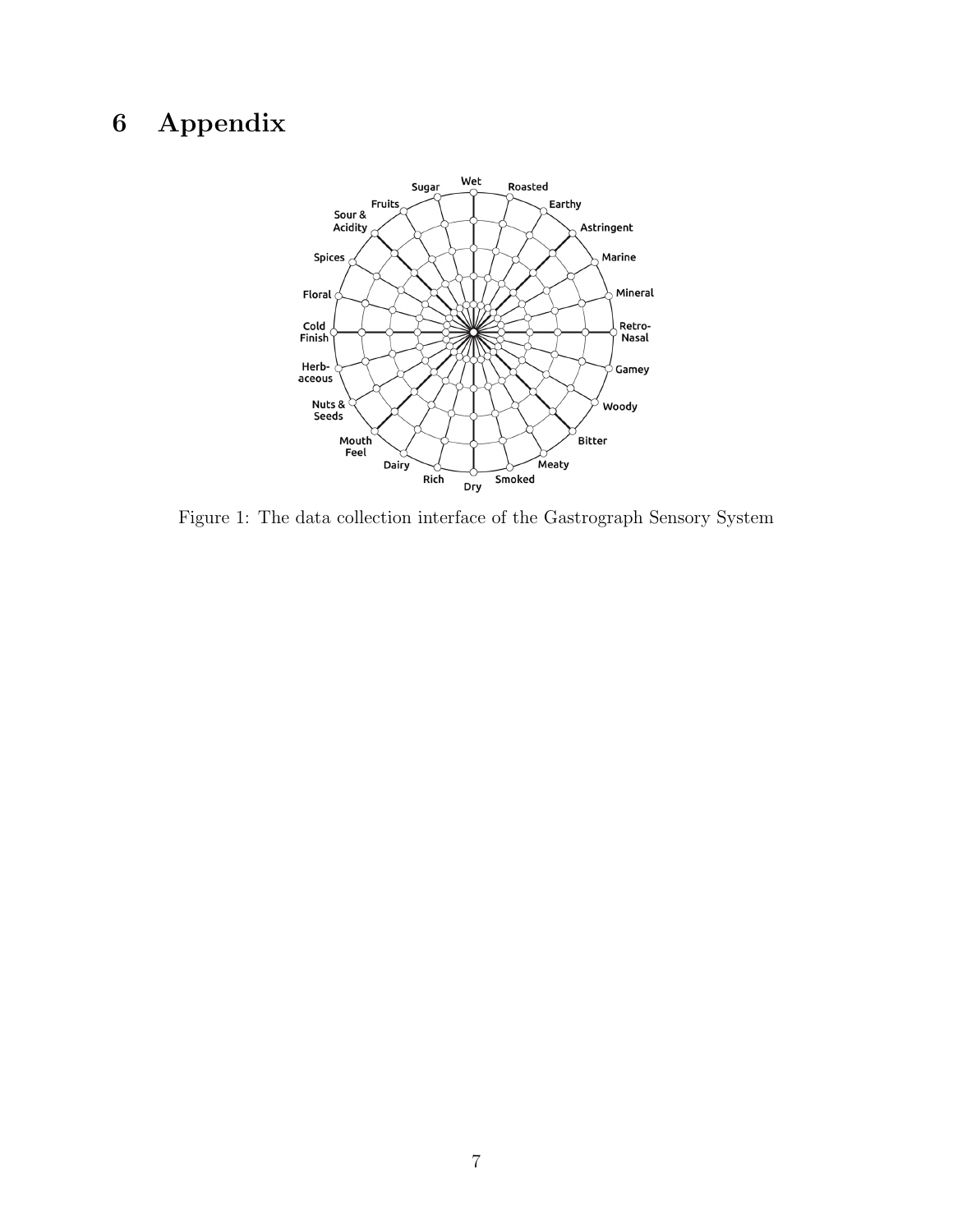# 6 Appendix

Figure 1: The data collection interface of the Gastrograph Sensory System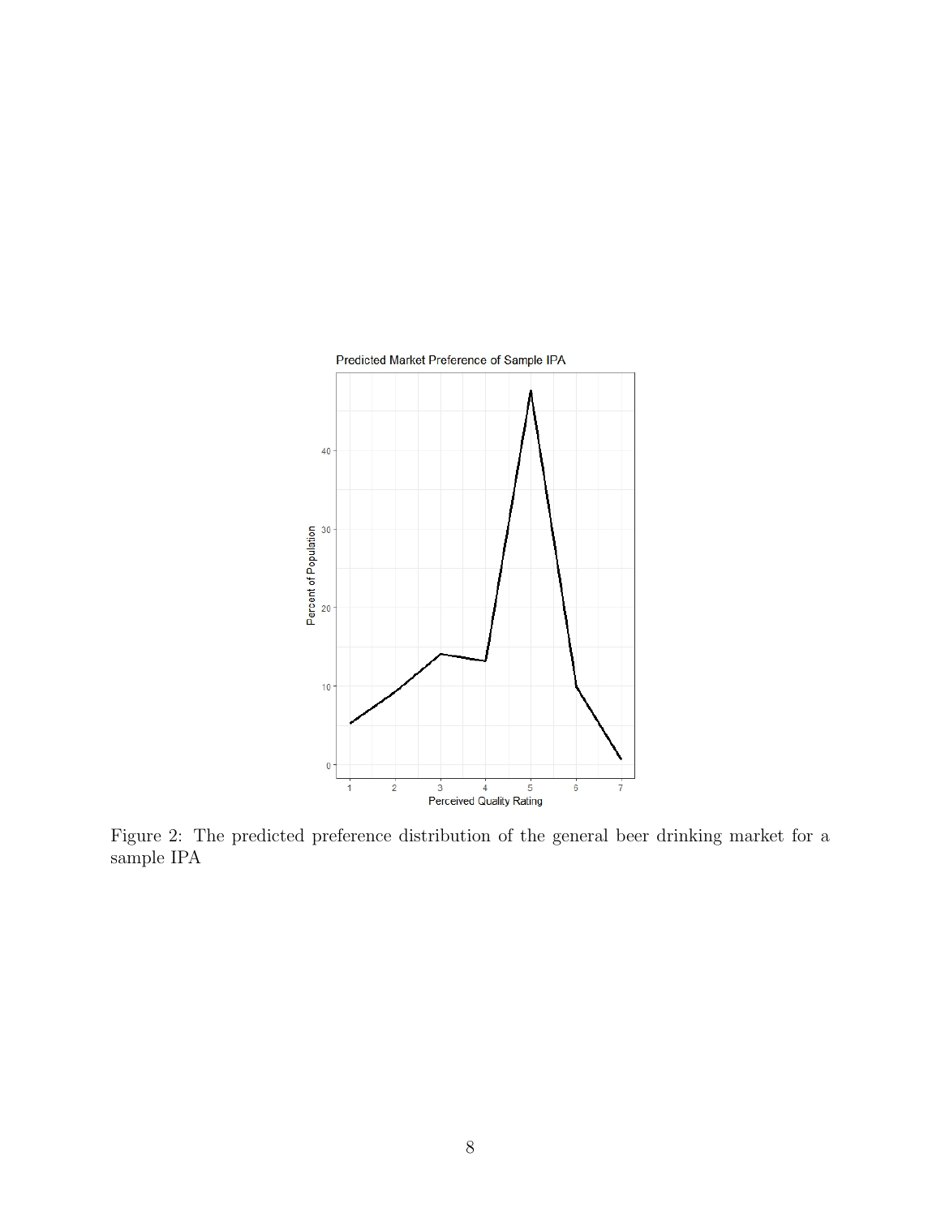Predicted Market Preference of Sample IPA

Percent of Population

0
10
20
30
40

1
2
3
4
5
6
7

Perceived Quality Rating

Figure 2: The predicted preference distribution of the general beer drinking market for a sample IPA